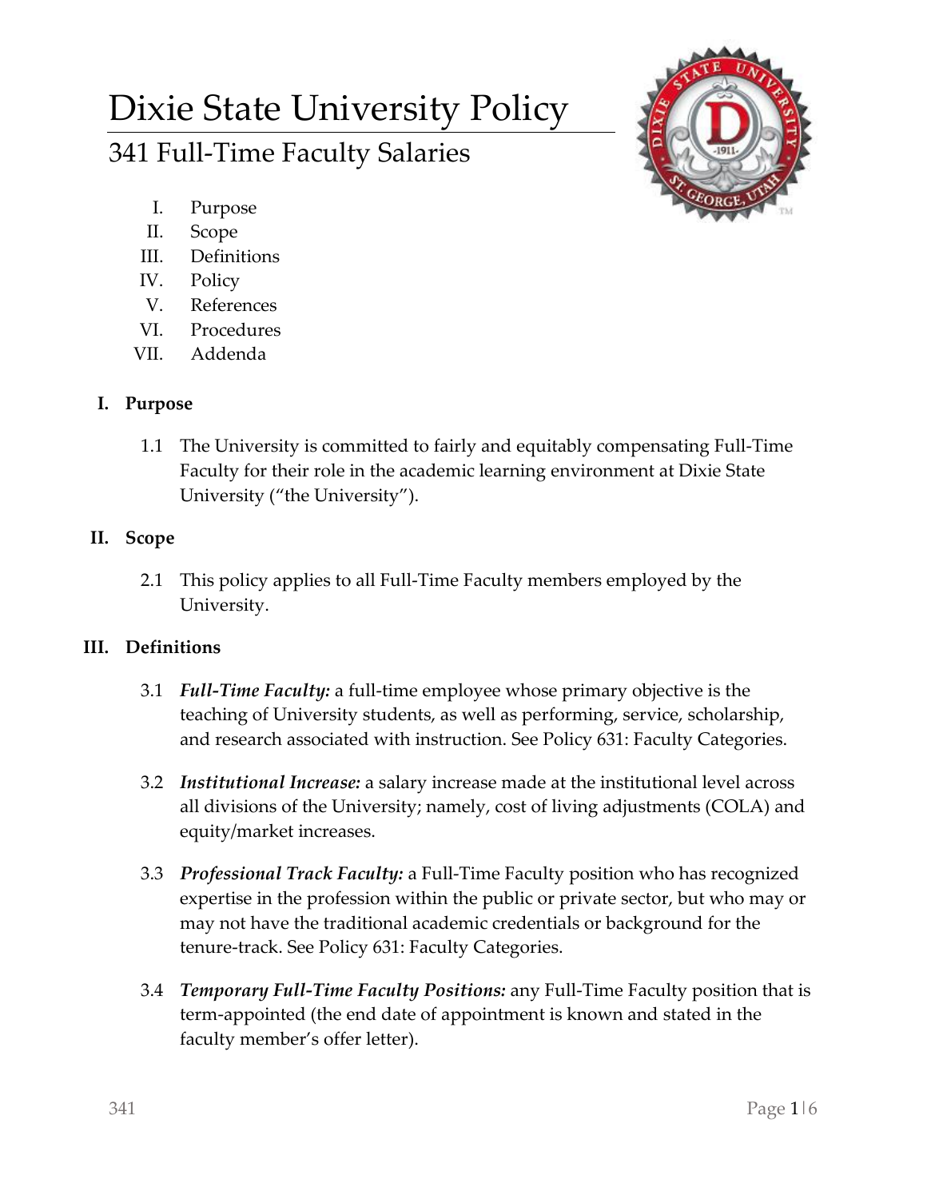# Dixie State University Policy

## 341 Full-Time Faculty Salaries

I. Purpose
II. Scope
III. Definitions
IV. Policy
V. References
VI. Procedures
VII. Addenda

### I. Purpose

1.1 The University is committed to fairly and equitably compensating Full-Time Faculty for their role in the academic learning environment at Dixie State University ("the University").

### II. Scope

2.1 This policy applies to all Full-Time Faculty members employed by the University.

### III. Definitions

3.1 ***Full-Time Faculty:*** a full-time employee whose primary objective is the teaching of University students, as well as performing, service, scholarship, and research associated with instruction. See Policy 631: Faculty Categories.

3.2 ***Institutional Increase:*** a salary increase made at the institutional level across all divisions of the University; namely, cost of living adjustments (COLA) and equity/market increases.

3.3 ***Professional Track Faculty:*** a Full-Time Faculty position who has recognized expertise in the profession within the public or private sector, but who may or may not have the traditional academic credentials or background for the tenure-track. See Policy 631: Faculty Categories.

3.4 ***Temporary Full-Time Faculty Positions:*** any Full-Time Faculty position that is term-appointed (the end date of appointment is known and stated in the faculty member's offer letter).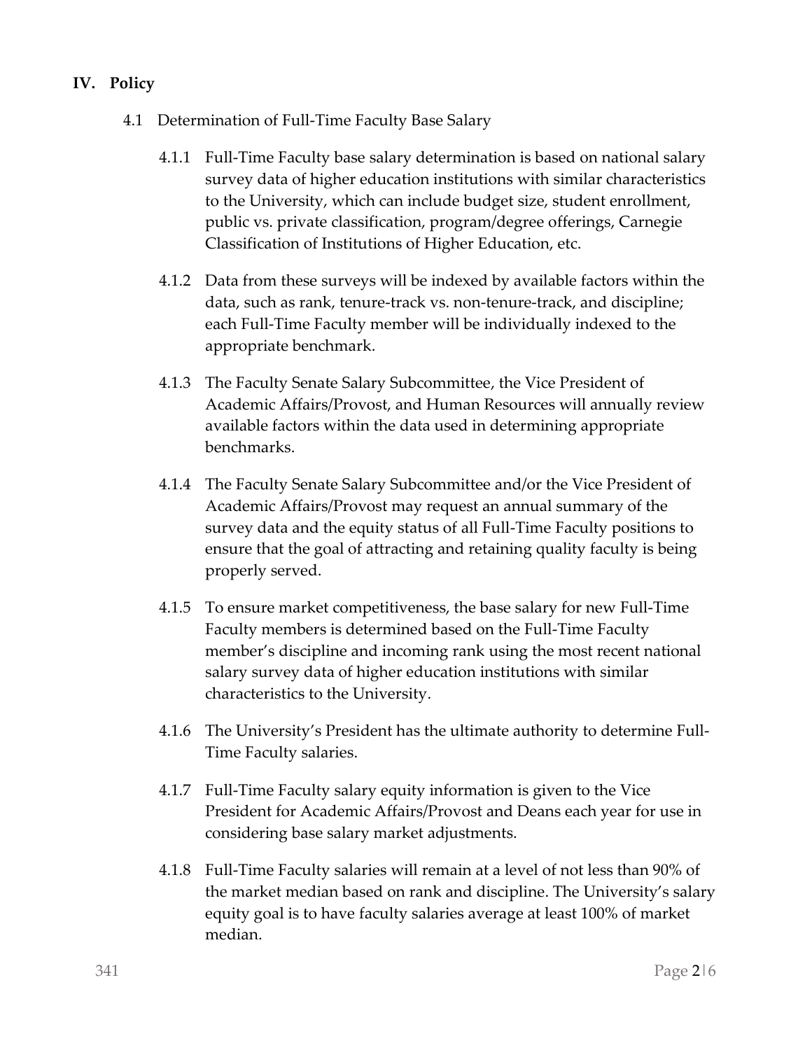## IV. Policy

4.1 Determination of Full-Time Faculty Base Salary

4.1.1 Full-Time Faculty base salary determination is based on national salary survey data of higher education institutions with similar characteristics to the University, which can include budget size, student enrollment, public vs. private classification, program/degree offerings, Carnegie Classification of Institutions of Higher Education, etc.

4.1.2 Data from these surveys will be indexed by available factors within the data, such as rank, tenure-track vs. non-tenure-track, and discipline; each Full-Time Faculty member will be individually indexed to the appropriate benchmark.

4.1.3 The Faculty Senate Salary Subcommittee, the Vice President of Academic Affairs/Provost, and Human Resources will annually review available factors within the data used in determining appropriate benchmarks.

4.1.4 The Faculty Senate Salary Subcommittee and/or the Vice President of Academic Affairs/Provost may request an annual summary of the survey data and the equity status of all Full-Time Faculty positions to ensure that the goal of attracting and retaining quality faculty is being properly served.

4.1.5 To ensure market competitiveness, the base salary for new Full-Time Faculty members is determined based on the Full-Time Faculty member's discipline and incoming rank using the most recent national salary survey data of higher education institutions with similar characteristics to the University.

4.1.6 The University's President has the ultimate authority to determine Full-Time Faculty salaries.

4.1.7 Full-Time Faculty salary equity information is given to the Vice President for Academic Affairs/Provost and Deans each year for use in considering base salary market adjustments.

4.1.8 Full-Time Faculty salaries will remain at a level of not less than 90% of the market median based on rank and discipline. The University's salary equity goal is to have faculty salaries average at least 100% of market median.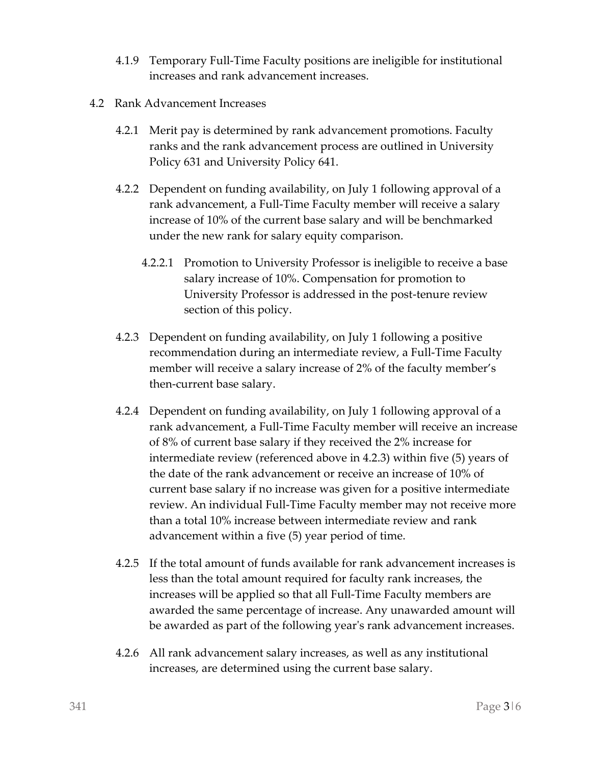4.1.9 Temporary Full-Time Faculty positions are ineligible for institutional increases and rank advancement increases.

4.2 Rank Advancement Increases

4.2.1 Merit pay is determined by rank advancement promotions. Faculty ranks and the rank advancement process are outlined in University Policy 631 and University Policy 641.

4.2.2 Dependent on funding availability, on July 1 following approval of a rank advancement, a Full-Time Faculty member will receive a salary increase of 10% of the current base salary and will be benchmarked under the new rank for salary equity comparison.

4.2.2.1 Promotion to University Professor is ineligible to receive a base salary increase of 10%. Compensation for promotion to University Professor is addressed in the post-tenure review section of this policy.

4.2.3 Dependent on funding availability, on July 1 following a positive recommendation during an intermediate review, a Full-Time Faculty member will receive a salary increase of 2% of the faculty member's then-current base salary.

4.2.4 Dependent on funding availability, on July 1 following approval of a rank advancement, a Full-Time Faculty member will receive an increase of 8% of current base salary if they received the 2% increase for intermediate review (referenced above in 4.2.3) within five (5) years of the date of the rank advancement or receive an increase of 10% of current base salary if no increase was given for a positive intermediate review. An individual Full-Time Faculty member may not receive more than a total 10% increase between intermediate review and rank advancement within a five (5) year period of time.

4.2.5 If the total amount of funds available for rank advancement increases is less than the total amount required for faculty rank increases, the increases will be applied so that all Full-Time Faculty members are awarded the same percentage of increase. Any unawarded amount will be awarded as part of the following year's rank advancement increases.

4.2.6 All rank advancement salary increases, as well as any institutional increases, are determined using the current base salary.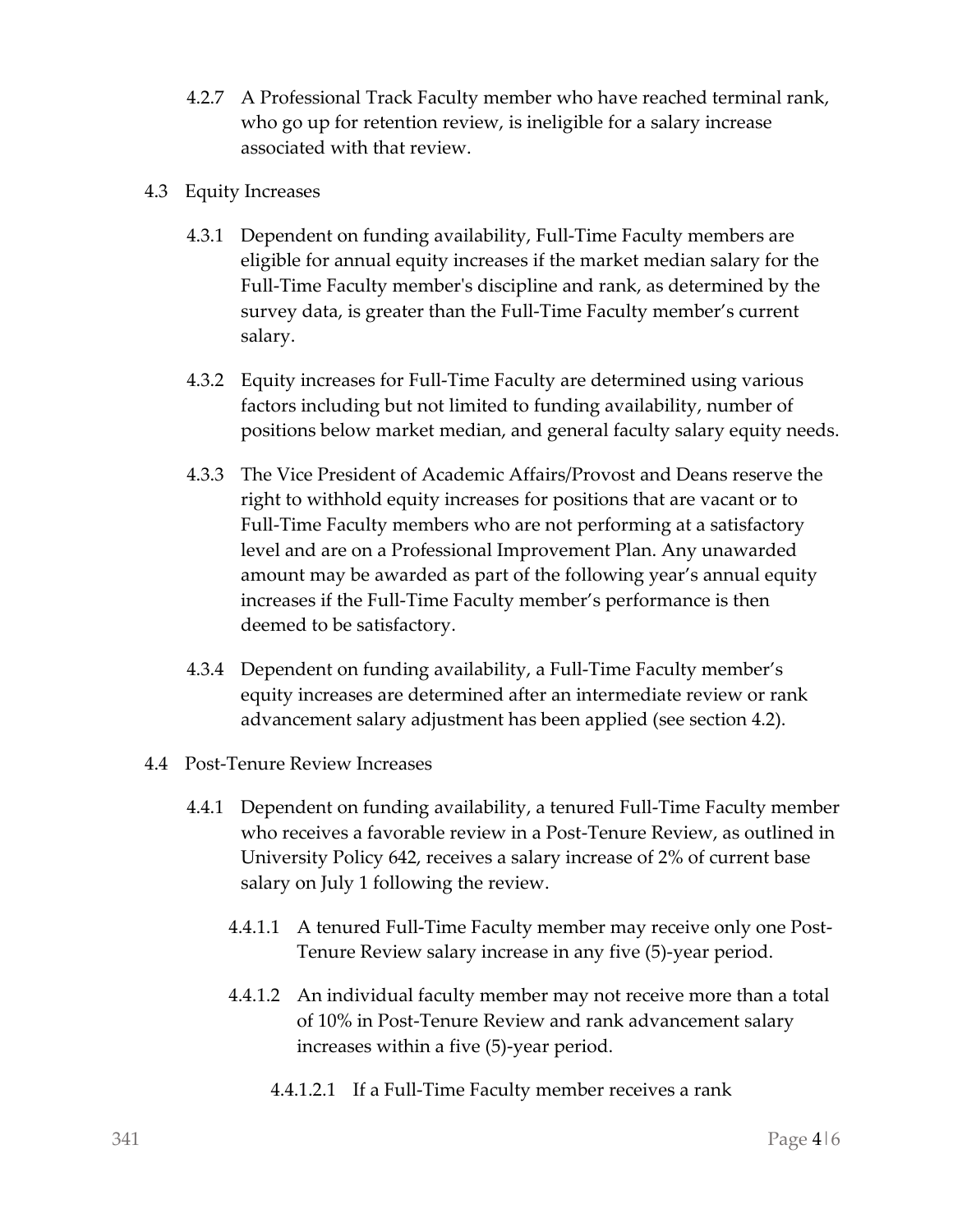4.2.7 A Professional Track Faculty member who have reached terminal rank, who go up for retention review, is ineligible for a salary increase associated with that review.

4.3 Equity Increases

4.3.1 Dependent on funding availability, Full-Time Faculty members are eligible for annual equity increases if the market median salary for the Full-Time Faculty member's discipline and rank, as determined by the survey data, is greater than the Full-Time Faculty member's current salary.

4.3.2 Equity increases for Full-Time Faculty are determined using various factors including but not limited to funding availability, number of positions below market median, and general faculty salary equity needs.

4.3.3 The Vice President of Academic Affairs/Provost and Deans reserve the right to withhold equity increases for positions that are vacant or to Full-Time Faculty members who are not performing at a satisfactory level and are on a Professional Improvement Plan. Any unawarded amount may be awarded as part of the following year's annual equity increases if the Full-Time Faculty member's performance is then deemed to be satisfactory.

4.3.4 Dependent on funding availability, a Full-Time Faculty member's equity increases are determined after an intermediate review or rank advancement salary adjustment has been applied (see section 4.2).

4.4 Post-Tenure Review Increases

4.4.1 Dependent on funding availability, a tenured Full-Time Faculty member who receives a favorable review in a Post-Tenure Review, as outlined in University Policy 642, receives a salary increase of 2% of current base salary on July 1 following the review.

4.4.1.1 A tenured Full-Time Faculty member may receive only one Post-Tenure Review salary increase in any five (5)-year period.

4.4.1.2 An individual faculty member may not receive more than a total of 10% in Post-Tenure Review and rank advancement salary increases within a five (5)-year period.

4.4.1.2.1 If a Full-Time Faculty member receives a rank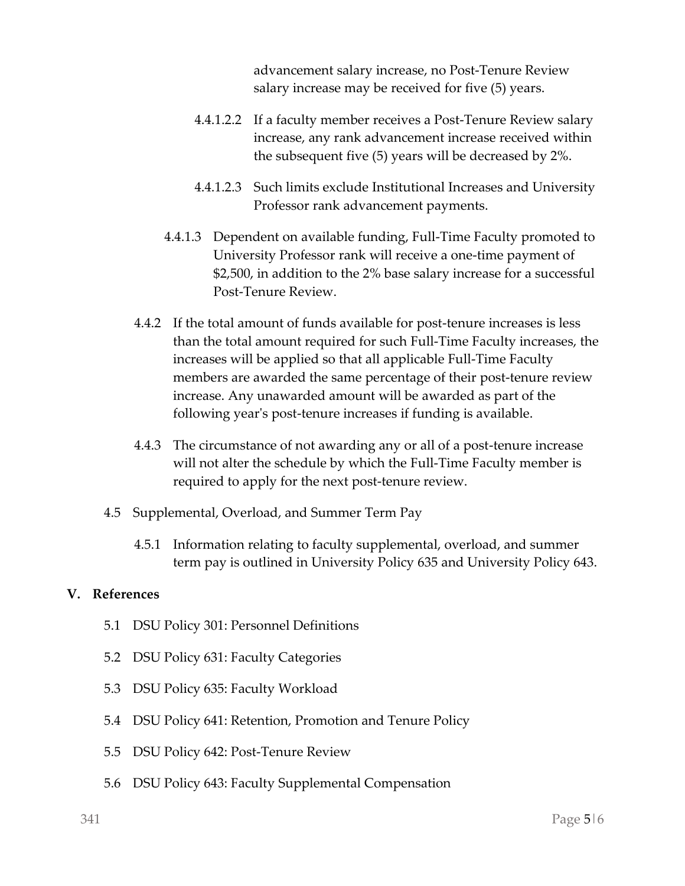advancement salary increase, no Post-Tenure Review salary increase may be received for five (5) years.

4.4.1.2.2 If a faculty member receives a Post-Tenure Review salary increase, any rank advancement increase received within the subsequent five (5) years will be decreased by 2%.

4.4.1.2.3 Such limits exclude Institutional Increases and University Professor rank advancement payments.

4.4.1.3 Dependent on available funding, Full-Time Faculty promoted to University Professor rank will receive a one-time payment of $2,500, in addition to the 2% base salary increase for a successful Post-Tenure Review.

4.4.2 If the total amount of funds available for post-tenure increases is less than the total amount required for such Full-Time Faculty increases, the increases will be applied so that all applicable Full-Time Faculty members are awarded the same percentage of their post-tenure review increase. Any unawarded amount will be awarded as part of the following year's post-tenure increases if funding is available.

4.4.3 The circumstance of not awarding any or all of a post-tenure increase will not alter the schedule by which the Full-Time Faculty member is required to apply for the next post-tenure review.

4.5 Supplemental, Overload, and Summer Term Pay

4.5.1 Information relating to faculty supplemental, overload, and summer term pay is outlined in University Policy 635 and University Policy 643.

## V. References

5.1 DSU Policy 301: Personnel Definitions

5.2 DSU Policy 631: Faculty Categories

5.3 DSU Policy 635: Faculty Workload

5.4 DSU Policy 641: Retention, Promotion and Tenure Policy

5.5 DSU Policy 642: Post-Tenure Review

5.6 DSU Policy 643: Faculty Supplemental Compensation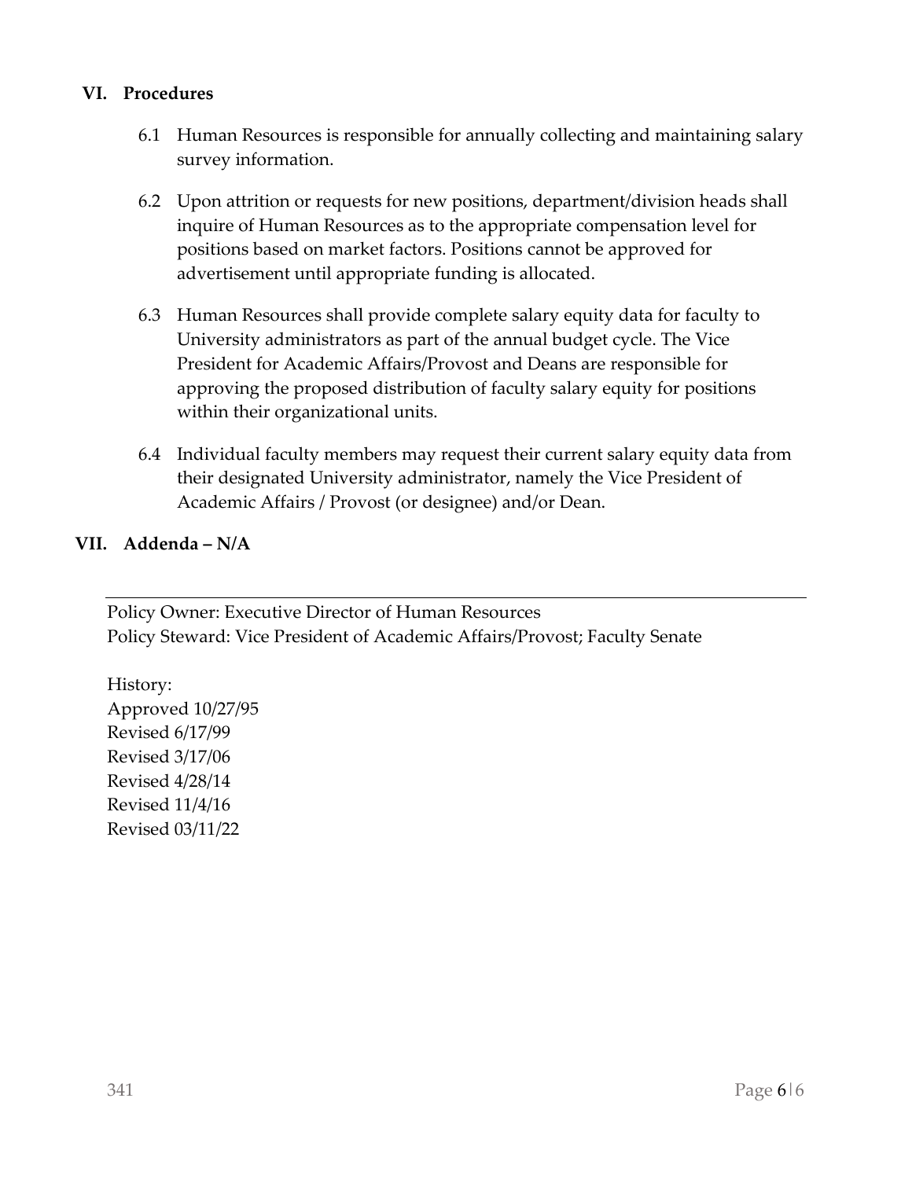## VI. Procedures

6.1 Human Resources is responsible for annually collecting and maintaining salary survey information.

6.2 Upon attrition or requests for new positions, department/division heads shall inquire of Human Resources as to the appropriate compensation level for positions based on market factors. Positions cannot be approved for advertisement until appropriate funding is allocated.

6.3 Human Resources shall provide complete salary equity data for faculty to University administrators as part of the annual budget cycle. The Vice President for Academic Affairs/Provost and Deans are responsible for approving the proposed distribution of faculty salary equity for positions within their organizational units.

6.4 Individual faculty members may request their current salary equity data from their designated University administrator, namely the Vice President of Academic Affairs / Provost (or designee) and/or Dean.

## VII. Addenda – N/A

---

Policy Owner: Executive Director of Human Resources
Policy Steward: Vice President of Academic Affairs/Provost; Faculty Senate

History:
Approved 10/27/95
Revised 6/17/99
Revised 3/17/06
Revised 4/28/14
Revised 11/4/16
Revised 03/11/22